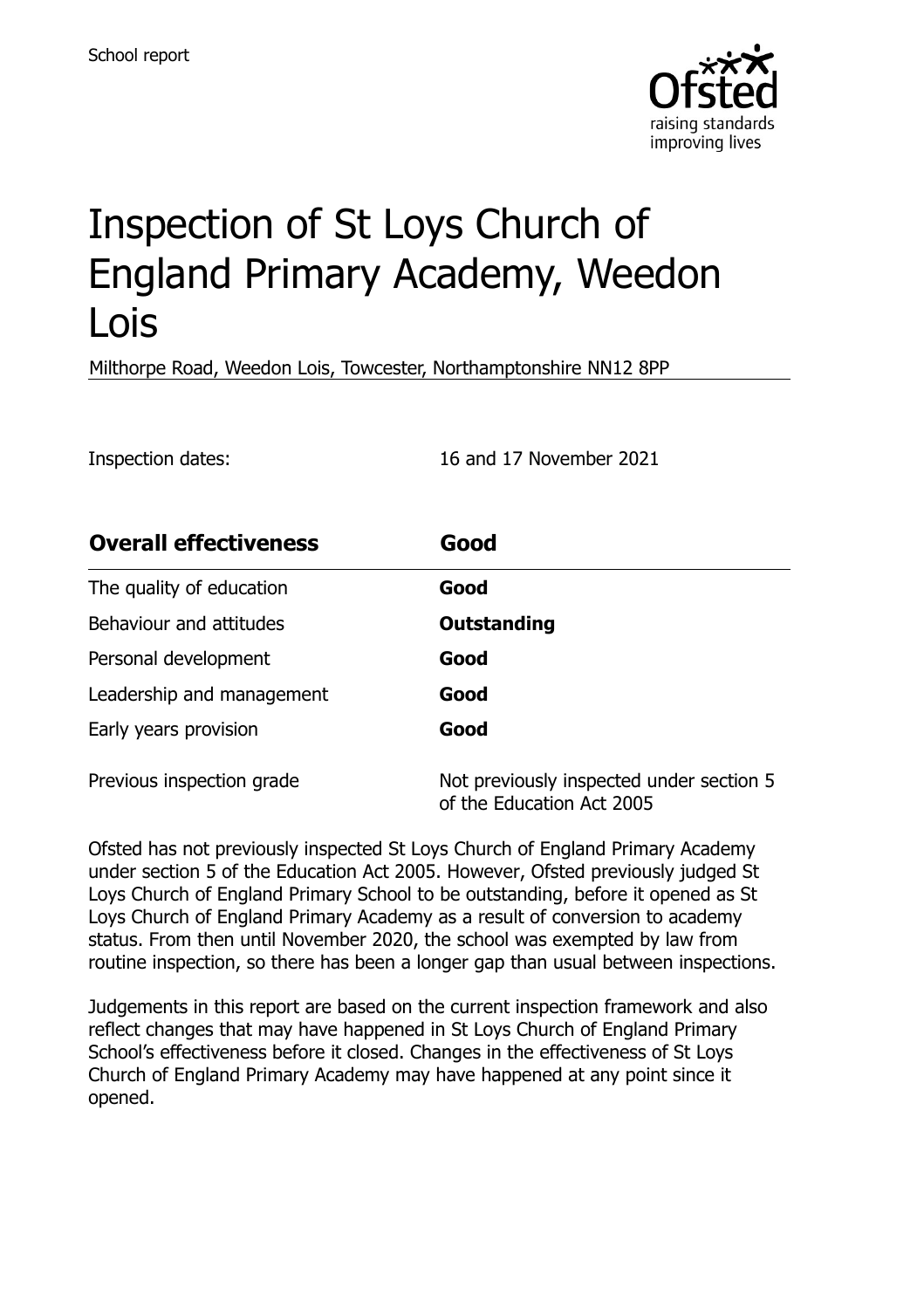School report

# Inspection of St Loys Church of England Primary Academy, Weedon Lois

Milthorpe Road, Weedon Lois, Towcester, Northamptonshire NN12 8PP

Inspection dates: 16 and 17 November 2021

| **Overall effectiveness** | **Good** |
| --- | --- |
| The quality of education | **Good** |
| Behaviour and attitudes | **Outstanding** |
| Personal development | **Good** |
| Leadership and management | **Good** |
| Early years provision | **Good** |
| Previous inspection grade | Not previously inspected under section 5 of the Education Act 2005 |

Ofsted has not previously inspected St Loys Church of England Primary Academy under section 5 of the Education Act 2005. However, Ofsted previously judged St Loys Church of England Primary School to be outstanding, before it opened as St Loys Church of England Primary Academy as a result of conversion to academy status. From then until November 2020, the school was exempted by law from routine inspection, so there has been a longer gap than usual between inspections.

Judgements in this report are based on the current inspection framework and also reflect changes that may have happened in St Loys Church of England Primary School's effectiveness before it closed. Changes in the effectiveness of St Loys Church of England Primary Academy may have happened at any point since it opened.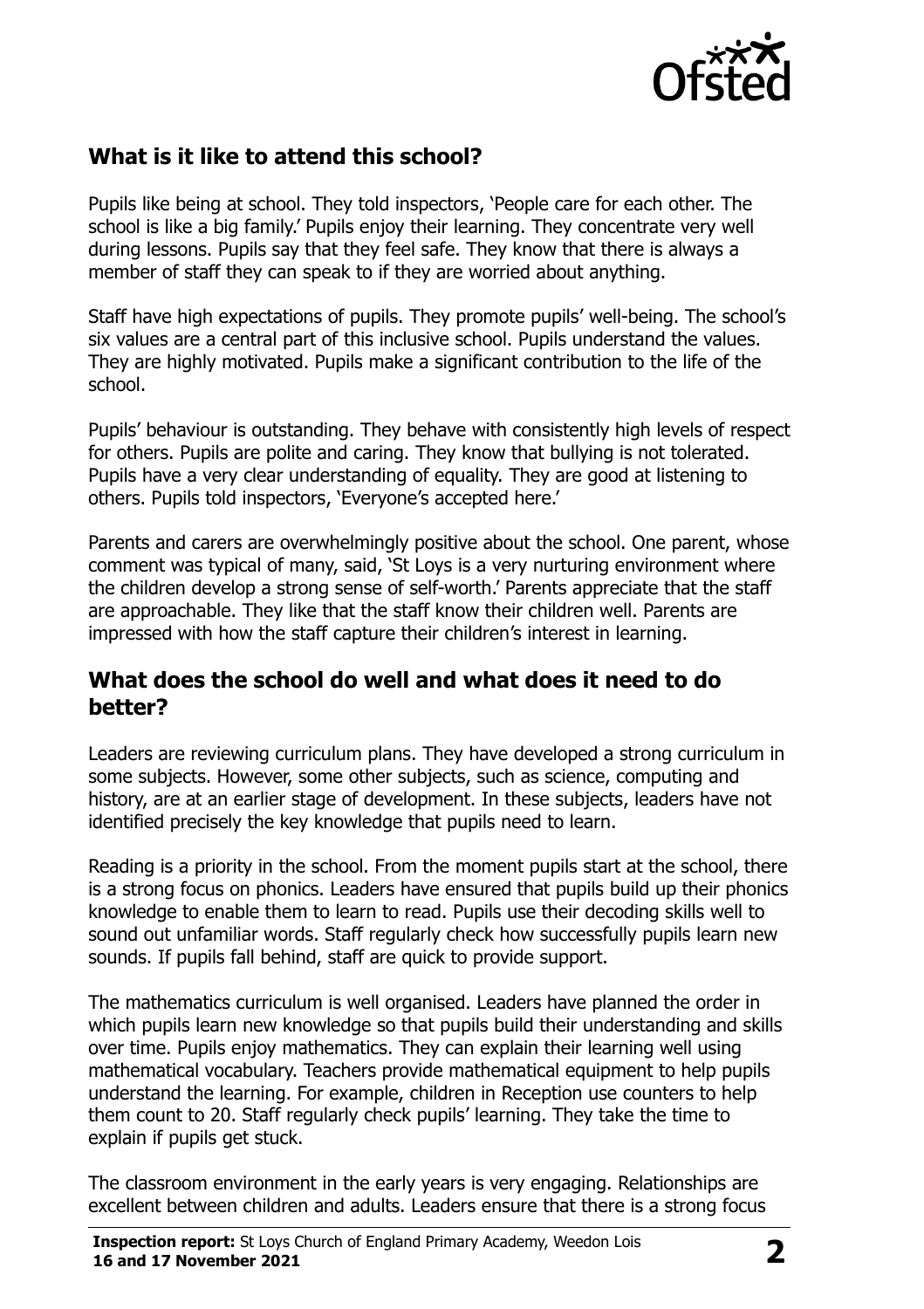## What is it like to attend this school?

Pupils like being at school. They told inspectors, 'People care for each other. The school is like a big family.' Pupils enjoy their learning. They concentrate very well during lessons. Pupils say that they feel safe. They know that there is always a member of staff they can speak to if they are worried about anything.

Staff have high expectations of pupils. They promote pupils' well-being. The school's six values are a central part of this inclusive school. Pupils understand the values. They are highly motivated. Pupils make a significant contribution to the life of the school.

Pupils' behaviour is outstanding. They behave with consistently high levels of respect for others. Pupils are polite and caring. They know that bullying is not tolerated. Pupils have a very clear understanding of equality. They are good at listening to others. Pupils told inspectors, 'Everyone's accepted here.'

Parents and carers are overwhelmingly positive about the school. One parent, whose comment was typical of many, said, 'St Loys is a very nurturing environment where the children develop a strong sense of self-worth.' Parents appreciate that the staff are approachable. They like that the staff know their children well. Parents are impressed with how the staff capture their children's interest in learning.

## What does the school do well and what does it need to do better?

Leaders are reviewing curriculum plans. They have developed a strong curriculum in some subjects. However, some other subjects, such as science, computing and history, are at an earlier stage of development. In these subjects, leaders have not identified precisely the key knowledge that pupils need to learn.

Reading is a priority in the school. From the moment pupils start at the school, there is a strong focus on phonics. Leaders have ensured that pupils build up their phonics knowledge to enable them to learn to read. Pupils use their decoding skills well to sound out unfamiliar words. Staff regularly check how successfully pupils learn new sounds. If pupils fall behind, staff are quick to provide support.

The mathematics curriculum is well organised. Leaders have planned the order in which pupils learn new knowledge so that pupils build their understanding and skills over time. Pupils enjoy mathematics. They can explain their learning well using mathematical vocabulary. Teachers provide mathematical equipment to help pupils understand the learning. For example, children in Reception use counters to help them count to 20. Staff regularly check pupils' learning. They take the time to explain if pupils get stuck.

The classroom environment in the early years is very engaging. Relationships are excellent between children and adults. Leaders ensure that there is a strong focus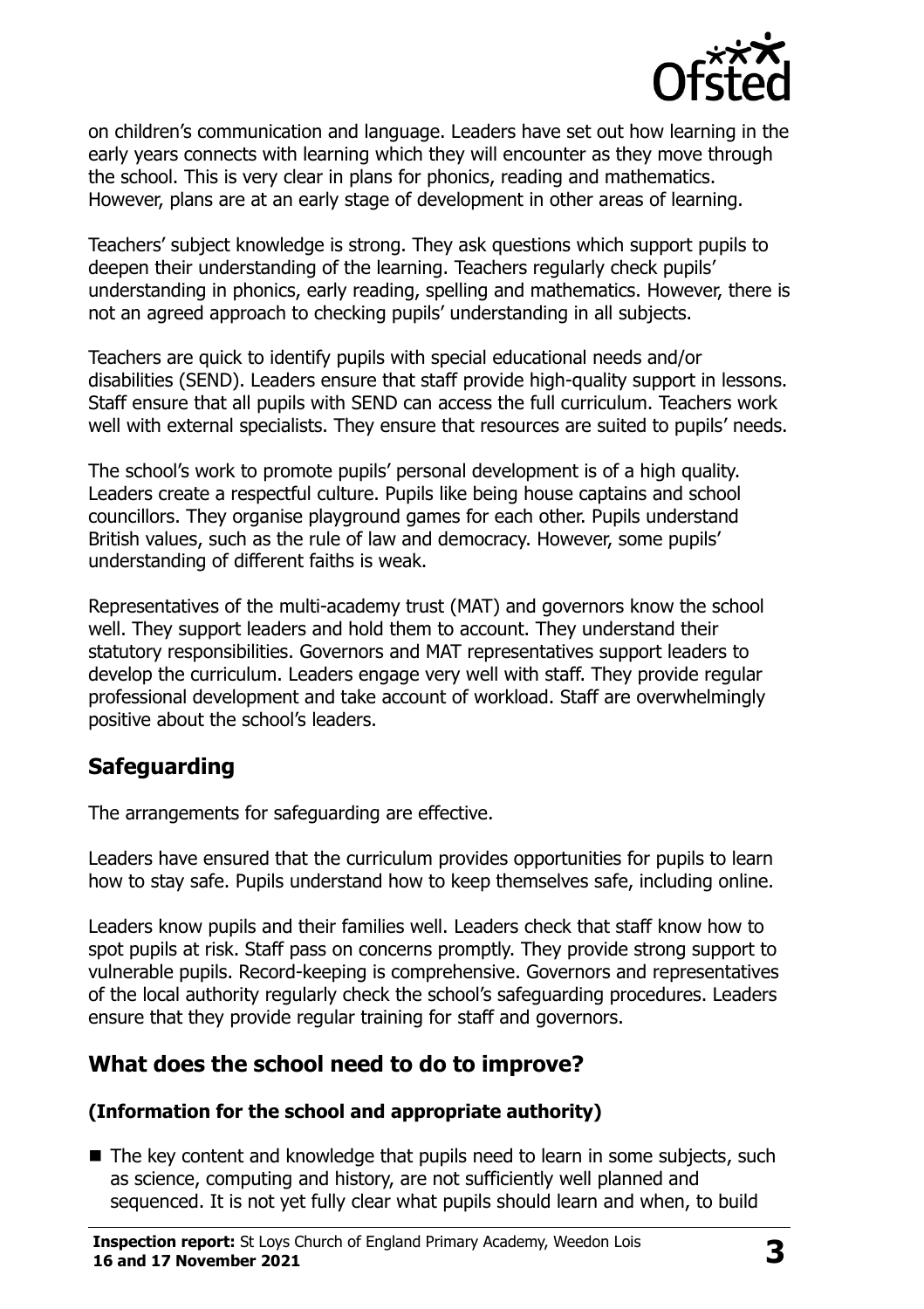on children's communication and language. Leaders have set out how learning in the early years connects with learning which they will encounter as they move through the school. This is very clear in plans for phonics, reading and mathematics. However, plans are at an early stage of development in other areas of learning.

Teachers' subject knowledge is strong. They ask questions which support pupils to deepen their understanding of the learning. Teachers regularly check pupils' understanding in phonics, early reading, spelling and mathematics. However, there is not an agreed approach to checking pupils' understanding in all subjects.

Teachers are quick to identify pupils with special educational needs and/or disabilities (SEND). Leaders ensure that staff provide high-quality support in lessons. Staff ensure that all pupils with SEND can access the full curriculum. Teachers work well with external specialists. They ensure that resources are suited to pupils' needs.

The school's work to promote pupils' personal development is of a high quality. Leaders create a respectful culture. Pupils like being house captains and school councillors. They organise playground games for each other. Pupils understand British values, such as the rule of law and democracy. However, some pupils' understanding of different faiths is weak.

Representatives of the multi-academy trust (MAT) and governors know the school well. They support leaders and hold them to account. They understand their statutory responsibilities. Governors and MAT representatives support leaders to develop the curriculum. Leaders engage very well with staff. They provide regular professional development and take account of workload. Staff are overwhelmingly positive about the school's leaders.

## Safeguarding

The arrangements for safeguarding are effective.

Leaders have ensured that the curriculum provides opportunities for pupils to learn how to stay safe. Pupils understand how to keep themselves safe, including online.

Leaders know pupils and their families well. Leaders check that staff know how to spot pupils at risk. Staff pass on concerns promptly. They provide strong support to vulnerable pupils. Record-keeping is comprehensive. Governors and representatives of the local authority regularly check the school's safeguarding procedures. Leaders ensure that they provide regular training for staff and governors.

## What does the school need to do to improve?

### (Information for the school and appropriate authority)

- The key content and knowledge that pupils need to learn in some subjects, such as science, computing and history, are not sufficiently well planned and sequenced. It is not yet fully clear what pupils should learn and when, to build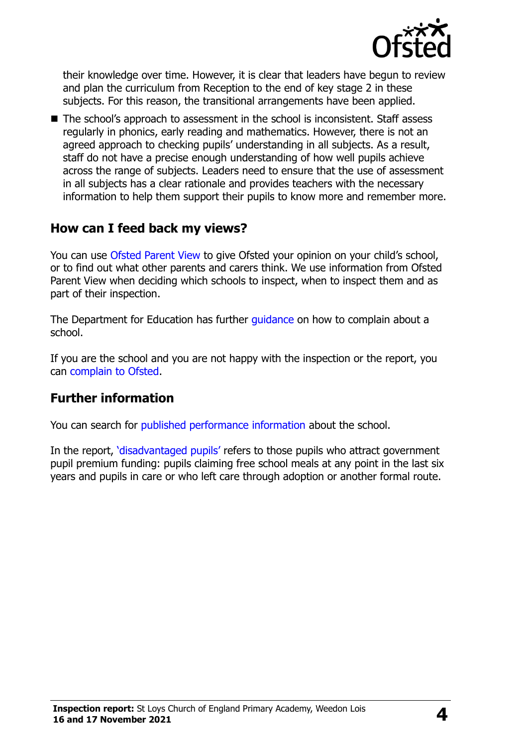their knowledge over time. However, it is clear that leaders have begun to review and plan the curriculum from Reception to the end of key stage 2 in these subjects. For this reason, the transitional arrangements have been applied.

- The school's approach to assessment in the school is inconsistent. Staff assess regularly in phonics, early reading and mathematics. However, there is not an agreed approach to checking pupils' understanding in all subjects. As a result, staff do not have a precise enough understanding of how well pupils achieve across the range of subjects. Leaders need to ensure that the use of assessment in all subjects has a clear rationale and provides teachers with the necessary information to help them support their pupils to know more and remember more.

## How can I feed back my views?

You can use Ofsted Parent View to give Ofsted your opinion on your child's school, or to find out what other parents and carers think. We use information from Ofsted Parent View when deciding which schools to inspect, when to inspect them and as part of their inspection.

The Department for Education has further guidance on how to complain about a school.

If you are the school and you are not happy with the inspection or the report, you can complain to Ofsted.

## Further information

You can search for published performance information about the school.

In the report, 'disadvantaged pupils' refers to those pupils who attract government pupil premium funding: pupils claiming free school meals at any point in the last six years and pupils in care or who left care through adoption or another formal route.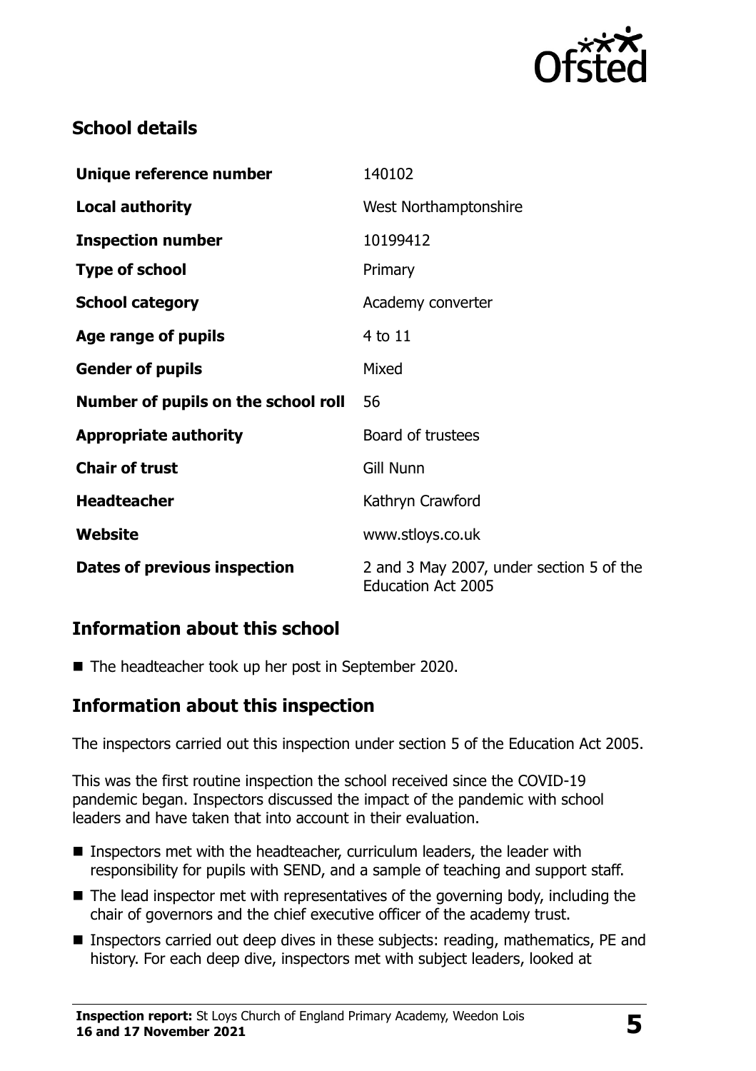## School details

| | |
|---|---|
| **Unique reference number** | 140102 |
| **Local authority** | West Northamptonshire |
| **Inspection number** | 10199412 |
| **Type of school** | Primary |
| **School category** | Academy converter |
| **Age range of pupils** | 4 to 11 |
| **Gender of pupils** | Mixed |
| **Number of pupils on the school roll** | 56 |
| **Appropriate authority** | Board of trustees |
| **Chair of trust** | Gill Nunn |
| **Headteacher** | Kathryn Crawford |
| **Website** | www.stloys.co.uk |
| **Dates of previous inspection** | 2 and 3 May 2007, under section 5 of the Education Act 2005 |

## Information about this school

- The headteacher took up her post in September 2020.

## Information about this inspection

The inspectors carried out this inspection under section 5 of the Education Act 2005.

This was the first routine inspection the school received since the COVID-19 pandemic began. Inspectors discussed the impact of the pandemic with school leaders and have taken that into account in their evaluation.

- Inspectors met with the headteacher, curriculum leaders, the leader with responsibility for pupils with SEND, and a sample of teaching and support staff.
- The lead inspector met with representatives of the governing body, including the chair of governors and the chief executive officer of the academy trust.
- Inspectors carried out deep dives in these subjects: reading, mathematics, PE and history. For each deep dive, inspectors met with subject leaders, looked at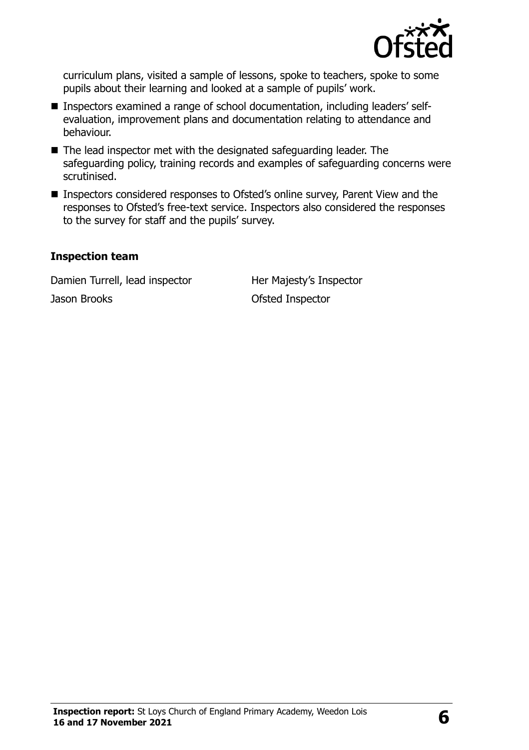curriculum plans, visited a sample of lessons, spoke to teachers, spoke to some pupils about their learning and looked at a sample of pupils' work.

- Inspectors examined a range of school documentation, including leaders' self-evaluation, improvement plans and documentation relating to attendance and behaviour.
- The lead inspector met with the designated safeguarding leader. The safeguarding policy, training records and examples of safeguarding concerns were scrutinised.
- Inspectors considered responses to Ofsted's online survey, Parent View and the responses to Ofsted's free-text service. Inspectors also considered the responses to the survey for staff and the pupils' survey.

### Inspection team

| | |
|---|---|
| Damien Turrell, lead inspector | Her Majesty's Inspector |
| Jason Brooks | Ofsted Inspector |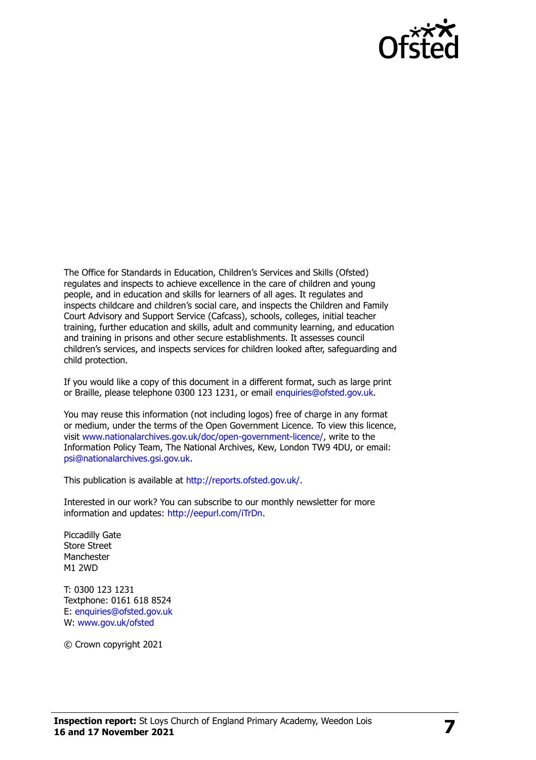The Office for Standards in Education, Children's Services and Skills (Ofsted) regulates and inspects to achieve excellence in the care of children and young people, and in education and skills for learners of all ages. It regulates and inspects childcare and children's social care, and inspects the Children and Family Court Advisory and Support Service (Cafcass), schools, colleges, initial teacher training, further education and skills, adult and community learning, and education and training in prisons and other secure establishments. It assesses council children's services, and inspects services for children looked after, safeguarding and child protection.

If you would like a copy of this document in a different format, such as large print or Braille, please telephone 0300 123 1231, or email enquiries@ofsted.gov.uk.

You may reuse this information (not including logos) free of charge in any format or medium, under the terms of the Open Government Licence. To view this licence, visit www.nationalarchives.gov.uk/doc/open-government-licence/, write to the Information Policy Team, The National Archives, Kew, London TW9 4DU, or email: psi@nationalarchives.gsi.gov.uk.

This publication is available at http://reports.ofsted.gov.uk/.

Interested in our work? You can subscribe to our monthly newsletter for more information and updates: http://eepurl.com/iTrDn.

Piccadilly Gate
Store Street
Manchester
M1 2WD

T: 0300 123 1231
Textphone: 0161 618 8524
E: enquiries@ofsted.gov.uk
W: www.gov.uk/ofsted

© Crown copyright 2021